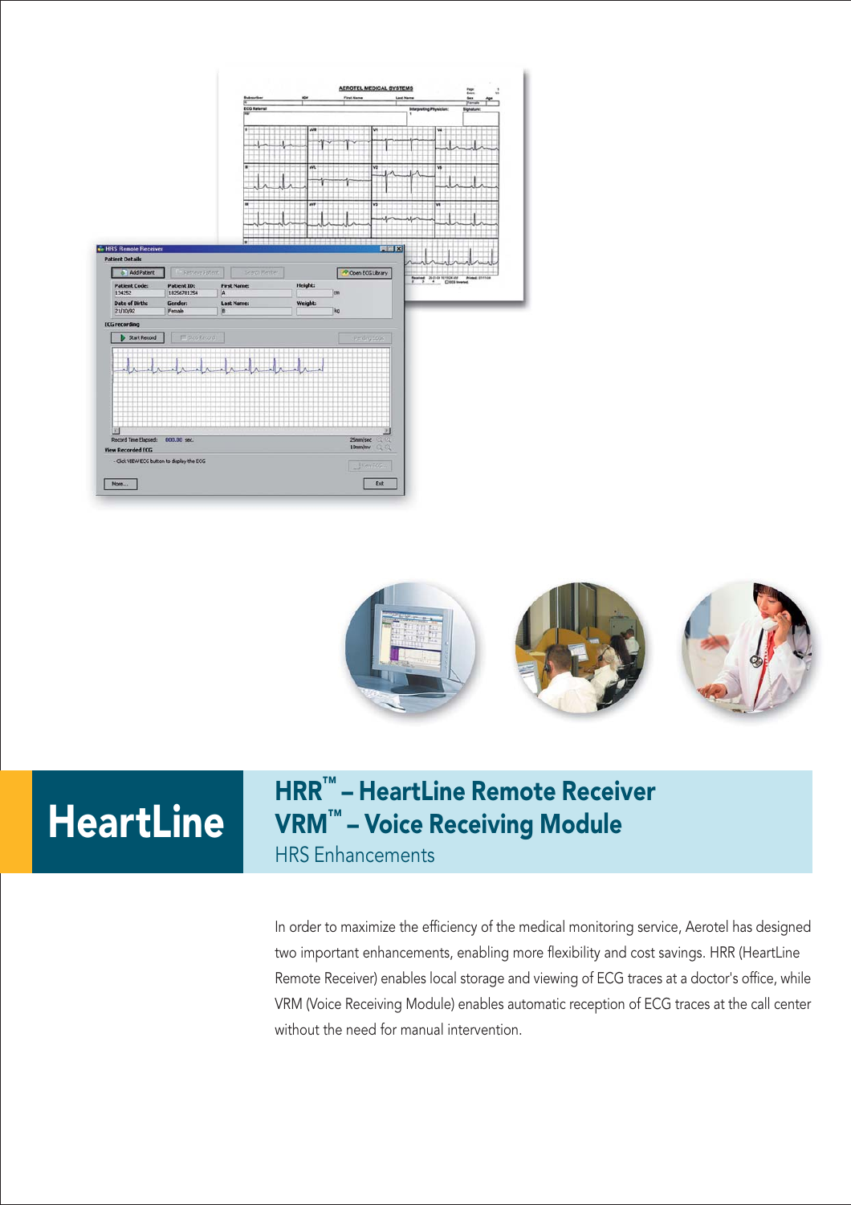HeartLine

# HRR™ – HeartLine Remote Receiver
# VRM™ – Voice Receiving Module

## HRS Enhancements

In order to maximize the efficiency of the medical monitoring service, Aerotel has designed two important enhancements, enabling more flexibility and cost savings. HRR (HeartLine Remote Receiver) enables local storage and viewing of ECG traces at a doctor's office, while VRM (Voice Receiving Module) enables automatic reception of ECG traces at the call center without the need for manual intervention.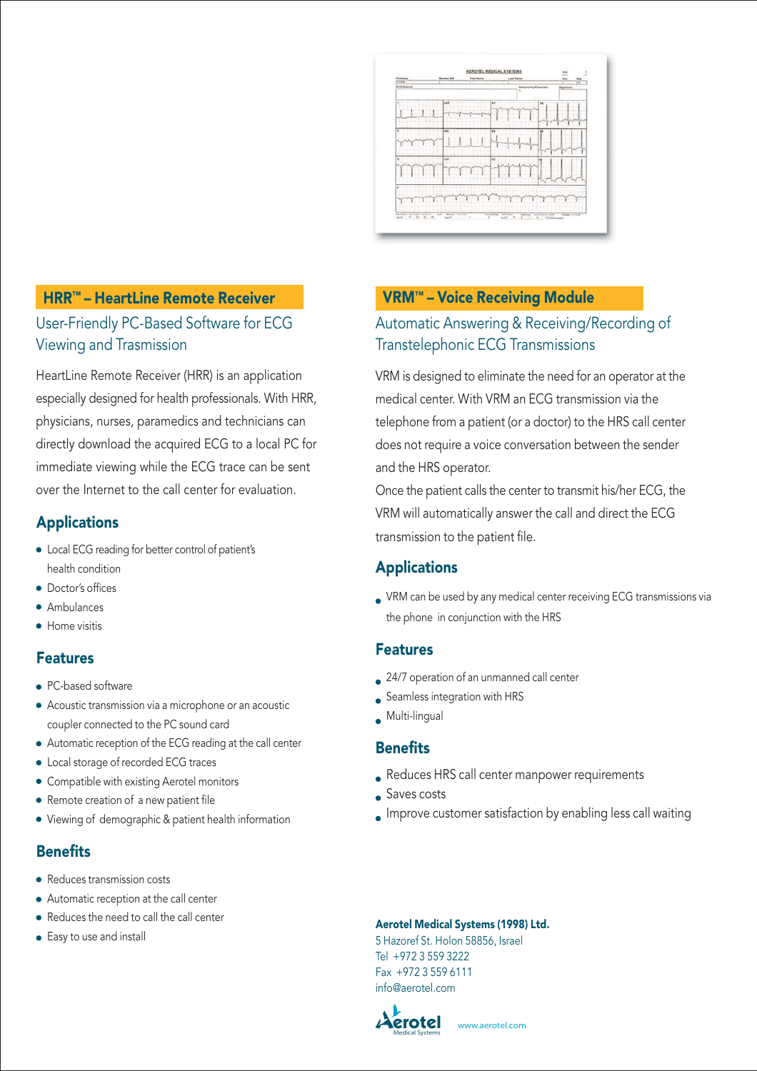## HRR™ – HeartLine Remote Receiver

### User-Friendly PC-Based Software for ECG Viewing and Trasmission

HeartLine Remote Receiver (HRR) is an application especially designed for health professionals. With HRR, physicians, nurses, paramedics and technicians can directly download the acquired ECG to a local PC for immediate viewing while the ECG trace can be sent over the Internet to the call center for evaluation.

### Applications

- Local ECG reading for better control of patient's health condition
- Doctor's offices
- Ambulances
- Home visitis

### Features

- PC-based software
- Acoustic transmission via a microphone or an acoustic coupler connected to the PC sound card
- Automatic reception of the ECG reading at the call center
- Local storage of recorded ECG traces
- Compatible with existing Aerotel monitors
- Remote creation of a new patient file
- Viewing of demographic & patient health information

### Benefits

- Reduces transmission costs
- Automatic reception at the call center
- Reduces the need to call the call center
- Easy to use and install

## VRM™ – Voice Receiving Module

### Automatic Answering & Receiving/Recording of Transtelephonic ECG Transmissions

VRM is designed to eliminate the need for an operator at the medical center. With VRM an ECG transmission via the telephone from a patient (or a doctor) to the HRS call center does not require a voice conversation between the sender and the HRS operator.

Once the patient calls the center to transmit his/her ECG, the VRM will automatically answer the call and direct the ECG transmission to the patient file.

### Applications

- VRM can be used by any medical center receiving ECG transmissions via the phone in conjunction with the HRS

### Features

- 24/7 operation of an unmanned call center
- Seamless integration with HRS
- Multi-lingual

### Benefits

- Reduces HRS call center manpower requirements
- Saves costs
- Improve customer satisfaction by enabling less call waiting

**Aerotel Medical Systems (1998) Ltd.**
5 Hazoref St. Holon 58856, Israel
Tel +972 3 559 3222
Fax +972 3 559 6111
info@aerotel.com

Aerotel Medical Systems
www.aerotel.com